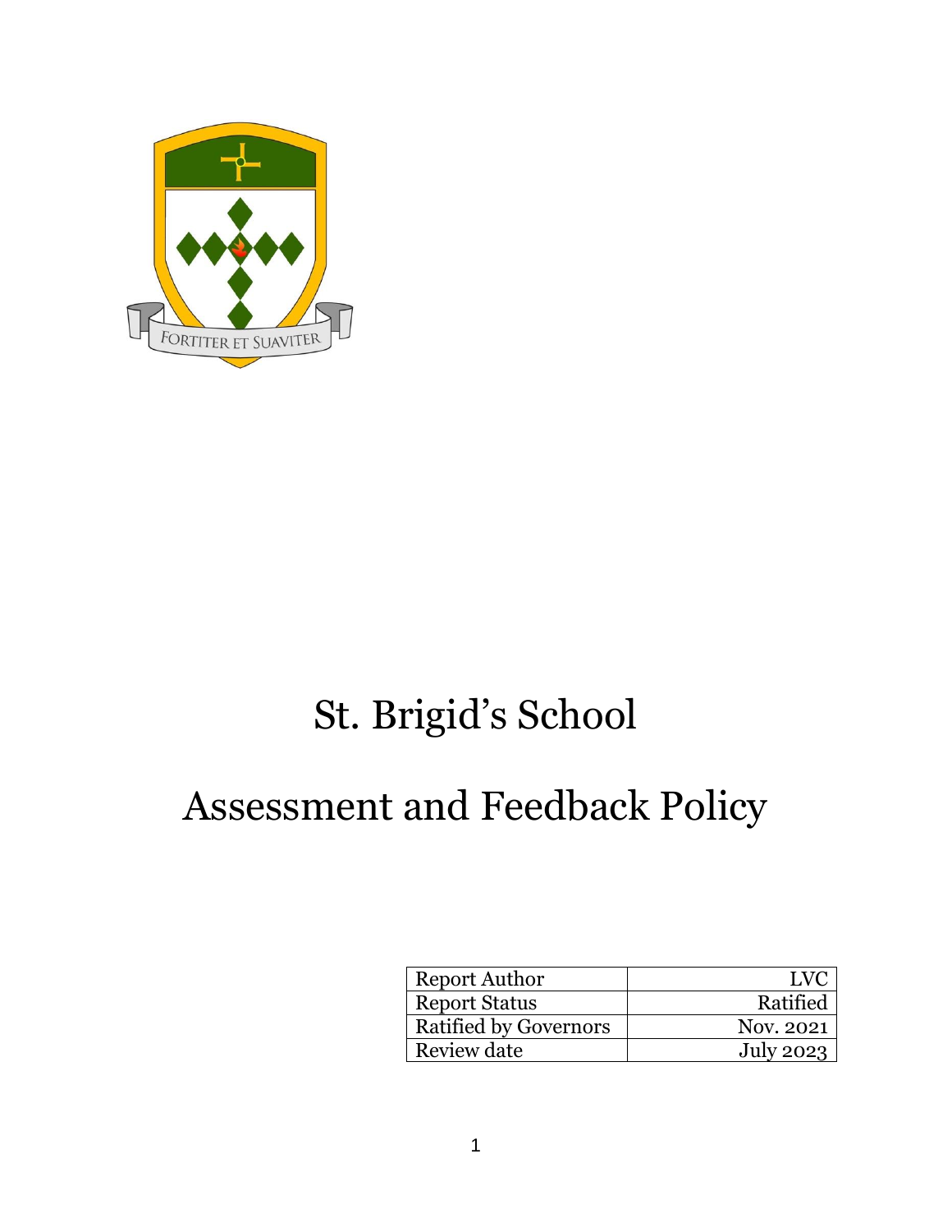# St. Brigid's School

# Assessment and Feedback Policy

| Report Author | LVC |
| --- | --- |
| Report Status | Ratified |
| Ratified by Governors | Nov. 2021 |
| Review date | July 2023 |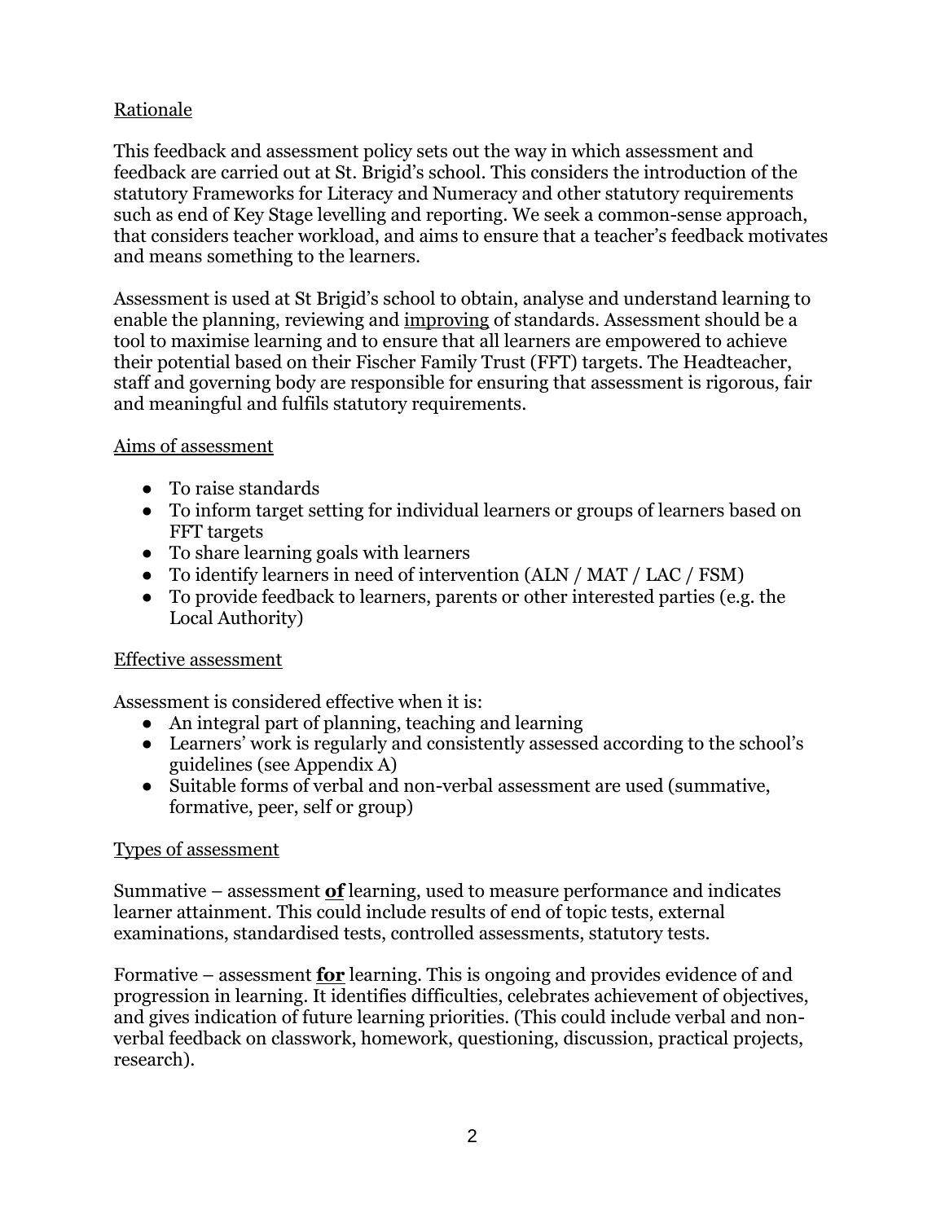## Rationale

This feedback and assessment policy sets out the way in which assessment and feedback are carried out at St. Brigid's school. This considers the introduction of the statutory Frameworks for Literacy and Numeracy and other statutory requirements such as end of Key Stage levelling and reporting. We seek a common-sense approach, that considers teacher workload, and aims to ensure that a teacher's feedback motivates and means something to the learners.

Assessment is used at St Brigid's school to obtain, analyse and understand learning to enable the planning, reviewing and <u>improving</u> of standards. Assessment should be a tool to maximise learning and to ensure that all learners are empowered to achieve their potential based on their Fischer Family Trust (FFT) targets. The Headteacher, staff and governing body are responsible for ensuring that assessment is rigorous, fair and meaningful and fulfils statutory requirements.

## Aims of assessment

- To raise standards
- To inform target setting for individual learners or groups of learners based on FFT targets
- To share learning goals with learners
- To identify learners in need of intervention (ALN / MAT / LAC / FSM)
- To provide feedback to learners, parents or other interested parties (e.g. the Local Authority)

## Effective assessment

Assessment is considered effective when it is:

- An integral part of planning, teaching and learning
- Learners' work is regularly and consistently assessed according to the school's guidelines (see Appendix A)
- Suitable forms of verbal and non-verbal assessment are used (summative, formative, peer, self or group)

## Types of assessment

Summative – assessment <u>**of**</u> learning, used to measure performance and indicates learner attainment. This could include results of end of topic tests, external examinations, standardised tests, controlled assessments, statutory tests.

Formative – assessment <u>**for**</u> learning. This is ongoing and provides evidence of and progression in learning. It identifies difficulties, celebrates achievement of objectives, and gives indication of future learning priorities. (This could include verbal and non-verbal feedback on classwork, homework, questioning, discussion, practical projects, research).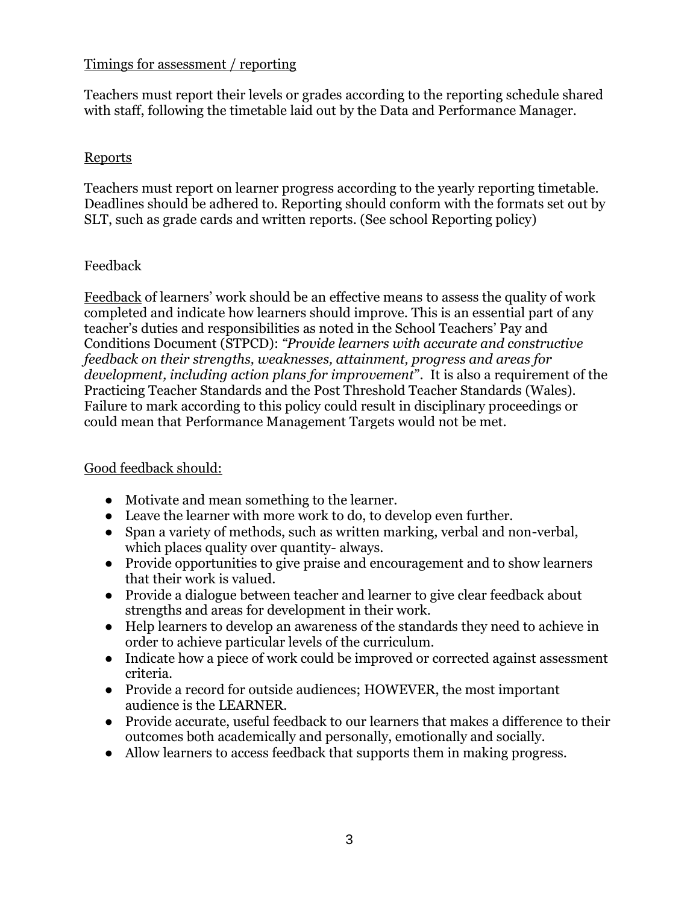## Timings for assessment / reporting

Teachers must report their levels or grades according to the reporting schedule shared with staff, following the timetable laid out by the Data and Performance Manager.

## Reports

Teachers must report on learner progress according to the yearly reporting timetable. Deadlines should be adhered to. Reporting should conform with the formats set out by SLT, such as grade cards and written reports. (See school Reporting policy)

## Feedback

Feedback of learners' work should be an effective means to assess the quality of work completed and indicate how learners should improve. This is an essential part of any teacher's duties and responsibilities as noted in the School Teachers' Pay and Conditions Document (STPCD): *"Provide learners with accurate and constructive feedback on their strengths, weaknesses, attainment, progress and areas for development, including action plans for improvement*". It is also a requirement of the Practicing Teacher Standards and the Post Threshold Teacher Standards (Wales). Failure to mark according to this policy could result in disciplinary proceedings or could mean that Performance Management Targets would not be met.

### Good feedback should:

- Motivate and mean something to the learner.
- Leave the learner with more work to do, to develop even further.
- Span a variety of methods, such as written marking, verbal and non-verbal, which places quality over quantity- always.
- Provide opportunities to give praise and encouragement and to show learners that their work is valued.
- Provide a dialogue between teacher and learner to give clear feedback about strengths and areas for development in their work.
- Help learners to develop an awareness of the standards they need to achieve in order to achieve particular levels of the curriculum.
- Indicate how a piece of work could be improved or corrected against assessment criteria.
- Provide a record for outside audiences; HOWEVER, the most important audience is the LEARNER.
- Provide accurate, useful feedback to our learners that makes a difference to their outcomes both academically and personally, emotionally and socially.
- Allow learners to access feedback that supports them in making progress.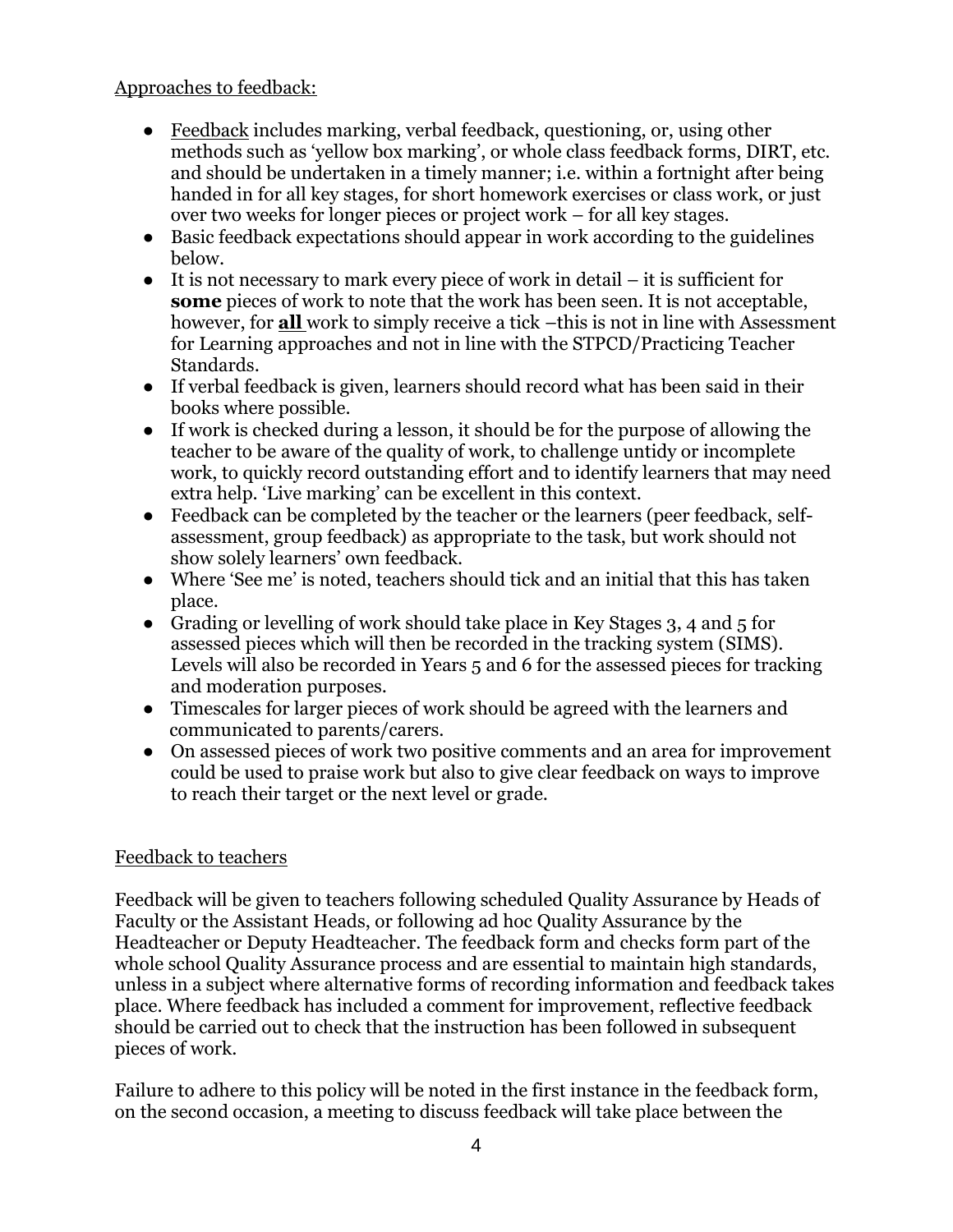Approaches to feedback:

- Feedback includes marking, verbal feedback, questioning, or, using other methods such as 'yellow box marking', or whole class feedback forms, DIRT, etc. and should be undertaken in a timely manner; i.e. within a fortnight after being handed in for all key stages, for short homework exercises or class work, or just over two weeks for longer pieces or project work – for all key stages.
- Basic feedback expectations should appear in work according to the guidelines below.
- It is not necessary to mark every piece of work in detail – it is sufficient for **some** pieces of work to note that the work has been seen. It is not acceptable, however, for **all** work to simply receive a tick –this is not in line with Assessment for Learning approaches and not in line with the STPCD/Practicing Teacher Standards.
- If verbal feedback is given, learners should record what has been said in their books where possible.
- If work is checked during a lesson, it should be for the purpose of allowing the teacher to be aware of the quality of work, to challenge untidy or incomplete work, to quickly record outstanding effort and to identify learners that may need extra help. 'Live marking' can be excellent in this context.
- Feedback can be completed by the teacher or the learners (peer feedback, self-assessment, group feedback) as appropriate to the task, but work should not show solely learners' own feedback.
- Where 'See me' is noted, teachers should tick and an initial that this has taken place.
- Grading or levelling of work should take place in Key Stages 3, 4 and 5 for assessed pieces which will then be recorded in the tracking system (SIMS). Levels will also be recorded in Years 5 and 6 for the assessed pieces for tracking and moderation purposes.
- Timescales for larger pieces of work should be agreed with the learners and communicated to parents/carers.
- On assessed pieces of work two positive comments and an area for improvement could be used to praise work but also to give clear feedback on ways to improve to reach their target or the next level or grade.

Feedback to teachers

Feedback will be given to teachers following scheduled Quality Assurance by Heads of Faculty or the Assistant Heads, or following ad hoc Quality Assurance by the Headteacher or Deputy Headteacher. The feedback form and checks form part of the whole school Quality Assurance process and are essential to maintain high standards, unless in a subject where alternative forms of recording information and feedback takes place. Where feedback has included a comment for improvement, reflective feedback should be carried out to check that the instruction has been followed in subsequent pieces of work.

Failure to adhere to this policy will be noted in the first instance in the feedback form, on the second occasion, a meeting to discuss feedback will take place between the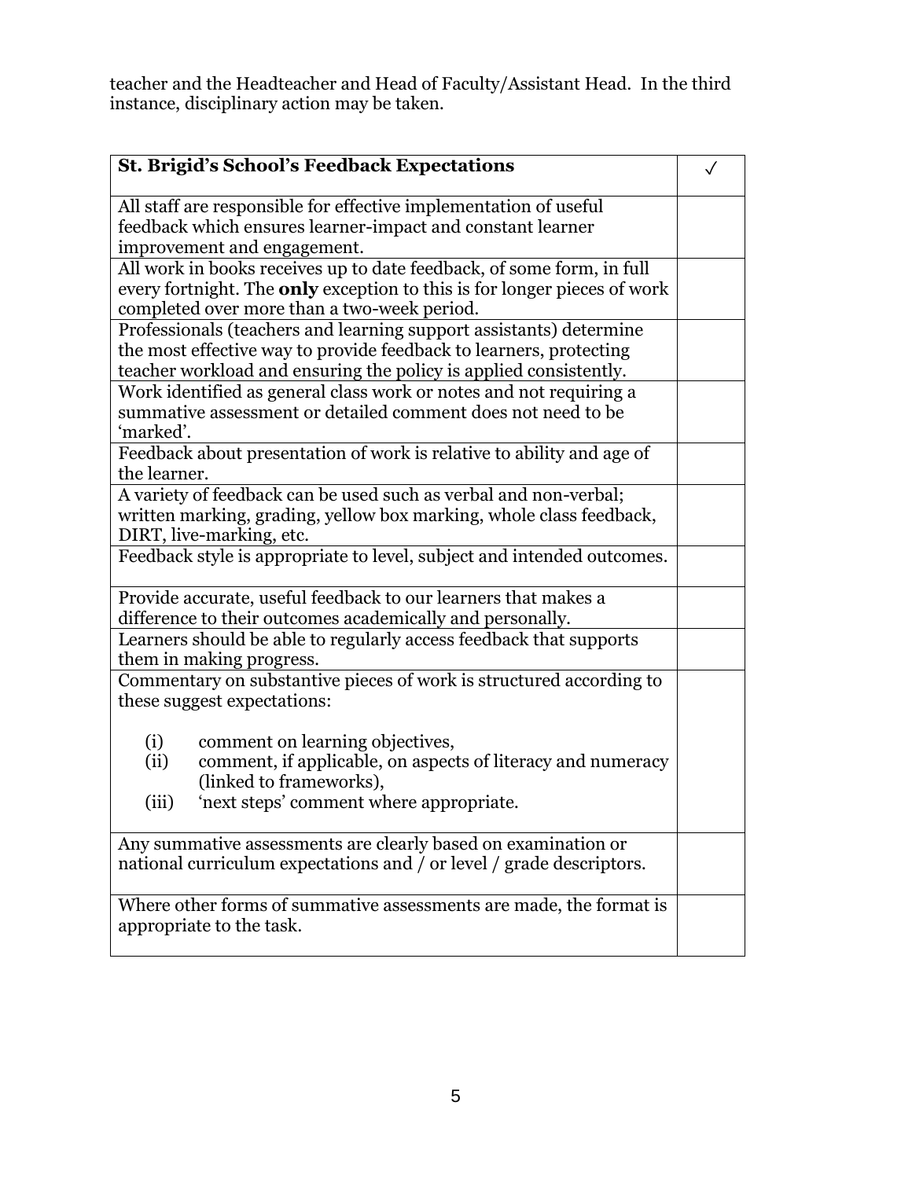teacher and the Headteacher and Head of Faculty/Assistant Head. In the third instance, disciplinary action may be taken.

| **St. Brigid's School's Feedback Expectations** | ✓ |
|---|---|
| All staff are responsible for effective implementation of useful feedback which ensures learner-impact and constant learner improvement and engagement. | |
| All work in books receives up to date feedback, of some form, in full every fortnight. The **only** exception to this is for longer pieces of work completed over more than a two-week period. | |
| Professionals (teachers and learning support assistants) determine the most effective way to provide feedback to learners, protecting teacher workload and ensuring the policy is applied consistently. | |
| Work identified as general class work or notes and not requiring a summative assessment or detailed comment does not need to be 'marked'. | |
| Feedback about presentation of work is relative to ability and age of the learner. | |
| A variety of feedback can be used such as verbal and non-verbal; written marking, grading, yellow box marking, whole class feedback, DIRT, live-marking, etc. | |
| Feedback style is appropriate to level, subject and intended outcomes. | |
| Provide accurate, useful feedback to our learners that makes a difference to their outcomes academically and personally. | |
| Learners should be able to regularly access feedback that supports them in making progress. | |
| Commentary on substantive pieces of work is structured according to these suggest expectations: (i) comment on learning objectives, (ii) comment, if applicable, on aspects of literacy and numeracy (linked to frameworks), (iii) 'next steps' comment where appropriate. | |
| Any summative assessments are clearly based on examination or national curriculum expectations and / or level / grade descriptors. | |
| Where other forms of summative assessments are made, the format is appropriate to the task. | |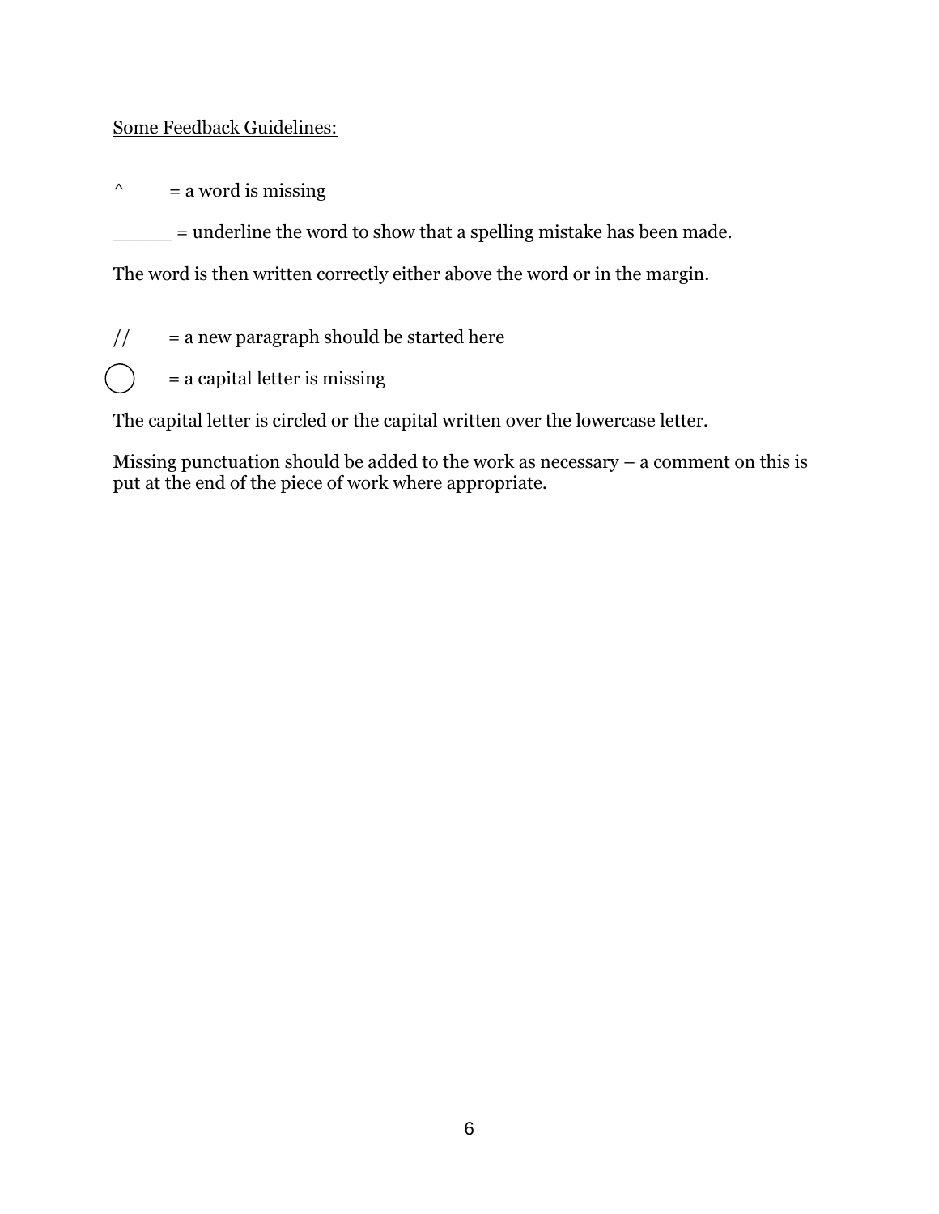<u>Some Feedback Guidelines:</u>

^ = a word is missing

_____ = underline the word to show that a spelling mistake has been made.

The word is then written correctly either above the word or in the margin.

// = a new paragraph should be started here

◯ = a capital letter is missing

The capital letter is circled or the capital written over the lowercase letter.

Missing punctuation should be added to the work as necessary – a comment on this is put at the end of the piece of work where appropriate.